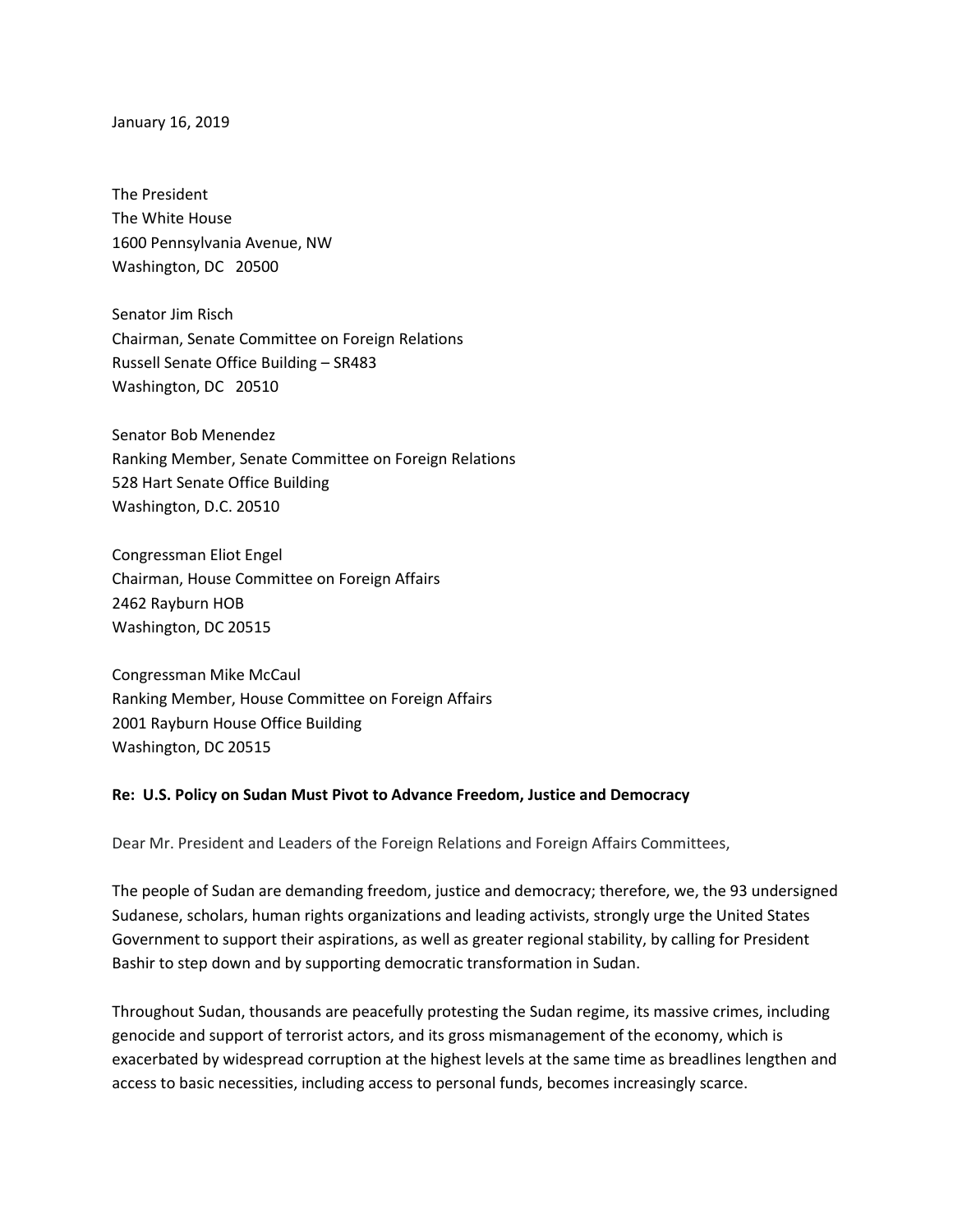January 16, 2019

The President
The White House
1600 Pennsylvania Avenue, NW
Washington, DC 20500

Senator Jim Risch
Chairman, Senate Committee on Foreign Relations
Russell Senate Office Building – SR483
Washington, DC 20510

Senator Bob Menendez
Ranking Member, Senate Committee on Foreign Relations
528 Hart Senate Office Building
Washington, D.C. 20510

Congressman Eliot Engel
Chairman, House Committee on Foreign Affairs
2462 Rayburn HOB
Washington, DC 20515

Congressman Mike McCaul
Ranking Member, House Committee on Foreign Affairs
2001 Rayburn House Office Building
Washington, DC 20515

**Re: U.S. Policy on Sudan Must Pivot to Advance Freedom, Justice and Democracy**

Dear Mr. President and Leaders of the Foreign Relations and Foreign Affairs Committees,

The people of Sudan are demanding freedom, justice and democracy; therefore, we, the 93 undersigned Sudanese, scholars, human rights organizations and leading activists, strongly urge the United States Government to support their aspirations, as well as greater regional stability, by calling for President Bashir to step down and by supporting democratic transformation in Sudan.

Throughout Sudan, thousands are peacefully protesting the Sudan regime, its massive crimes, including genocide and support of terrorist actors, and its gross mismanagement of the economy, which is exacerbated by widespread corruption at the highest levels at the same time as breadlines lengthen and access to basic necessities, including access to personal funds, becomes increasingly scarce.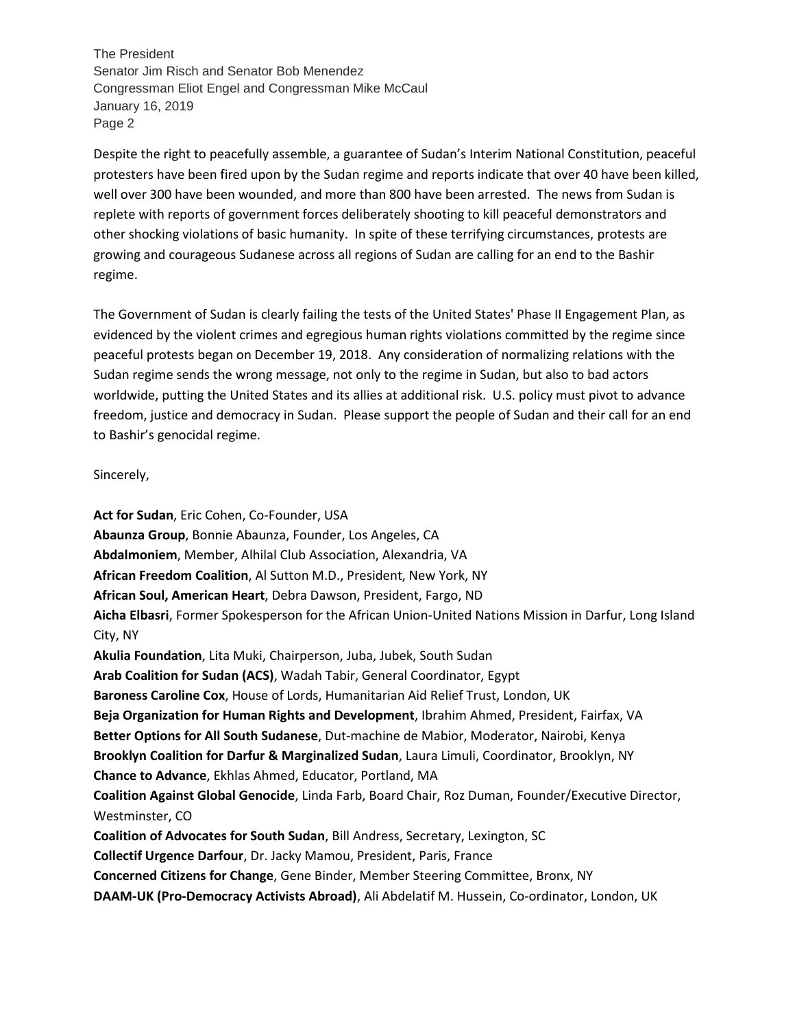Despite the right to peacefully assemble, a guarantee of Sudan's Interim National Constitution, peaceful protesters have been fired upon by the Sudan regime and reports indicate that over 40 have been killed, well over 300 have been wounded, and more than 800 have been arrested. The news from Sudan is replete with reports of government forces deliberately shooting to kill peaceful demonstrators and other shocking violations of basic humanity. In spite of these terrifying circumstances, protests are growing and courageous Sudanese across all regions of Sudan are calling for an end to the Bashir regime.

The Government of Sudan is clearly failing the tests of the United States' Phase II Engagement Plan, as evidenced by the violent crimes and egregious human rights violations committed by the regime since peaceful protests began on December 19, 2018. Any consideration of normalizing relations with the Sudan regime sends the wrong message, not only to the regime in Sudan, but also to bad actors worldwide, putting the United States and its allies at additional risk. U.S. policy must pivot to advance freedom, justice and democracy in Sudan. Please support the people of Sudan and their call for an end to Bashir's genocidal regime.

Sincerely,

**Act for Sudan**, Eric Cohen, Co-Founder, USA
**Abaunza Group**, Bonnie Abaunza, Founder, Los Angeles, CA
**Abdalmoniem**, Member, Alhilal Club Association, Alexandria, VA
**African Freedom Coalition**, Al Sutton M.D., President, New York, NY
**African Soul, American Heart**, Debra Dawson, President, Fargo, ND
**Aicha Elbasri**, Former Spokesperson for the African Union-United Nations Mission in Darfur, Long Island City, NY
**Akulia Foundation**, Lita Muki, Chairperson, Juba, Jubek, South Sudan
**Arab Coalition for Sudan (ACS)**, Wadah Tabir, General Coordinator, Egypt
**Baroness Caroline Cox**, House of Lords, Humanitarian Aid Relief Trust, London, UK
**Beja Organization for Human Rights and Development**, Ibrahim Ahmed, President, Fairfax, VA
**Better Options for All South Sudanese**, Dut-machine de Mabior, Moderator, Nairobi, Kenya
**Brooklyn Coalition for Darfur & Marginalized Sudan**, Laura Limuli, Coordinator, Brooklyn, NY
**Chance to Advance**, Ekhlas Ahmed, Educator, Portland, MA
**Coalition Against Global Genocide**, Linda Farb, Board Chair, Roz Duman, Founder/Executive Director, Westminster, CO
**Coalition of Advocates for South Sudan**, Bill Andress, Secretary, Lexington, SC
**Collectif Urgence Darfour**, Dr. Jacky Mamou, President, Paris, France
**Concerned Citizens for Change**, Gene Binder, Member Steering Committee, Bronx, NY
**DAAM-UK (Pro-Democracy Activists Abroad)**, Ali Abdelatif M. Hussein, Co-ordinator, London, UK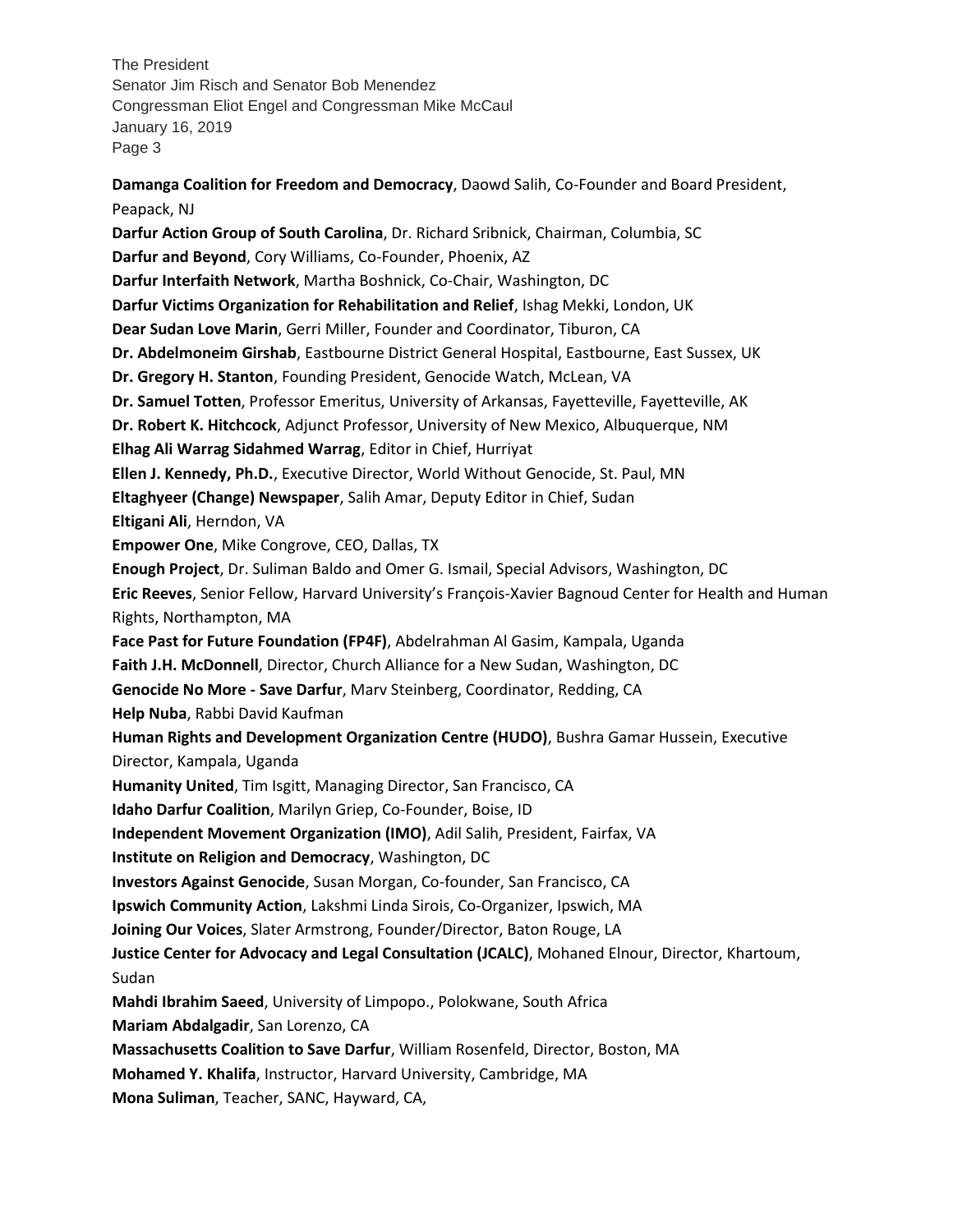**Damanga Coalition for Freedom and Democracy**, Daowd Salih, Co-Founder and Board President, Peapack, NJ

**Darfur Action Group of South Carolina**, Dr. Richard Sribnick, Chairman, Columbia, SC

**Darfur and Beyond**, Cory Williams, Co-Founder, Phoenix, AZ

**Darfur Interfaith Network**, Martha Boshnick, Co-Chair, Washington, DC

**Darfur Victims Organization for Rehabilitation and Relief**, Ishag Mekki, London, UK

**Dear Sudan Love Marin**, Gerri Miller, Founder and Coordinator, Tiburon, CA

**Dr. Abdelmoneim Girshab**, Eastbourne District General Hospital, Eastbourne, East Sussex, UK

**Dr. Gregory H. Stanton**, Founding President, Genocide Watch, McLean, VA

**Dr. Samuel Totten**, Professor Emeritus, University of Arkansas, Fayetteville, Fayetteville, AK

**Dr. Robert K. Hitchcock**, Adjunct Professor, University of New Mexico, Albuquerque, NM

**Elhag Ali Warrag Sidahmed Warrag**, Editor in Chief, Hurriyat

**Ellen J. Kennedy, Ph.D.**, Executive Director, World Without Genocide, St. Paul, MN

**Eltaghyeer (Change) Newspaper**, Salih Amar, Deputy Editor in Chief, Sudan

**Eltigani Ali**, Herndon, VA

**Empower One**, Mike Congrove, CEO, Dallas, TX

**Enough Project**, Dr. Suliman Baldo and Omer G. Ismail, Special Advisors, Washington, DC

**Eric Reeves**, Senior Fellow, Harvard University's François-Xavier Bagnoud Center for Health and Human Rights, Northampton, MA

**Face Past for Future Foundation (FP4F)**, Abdelrahman Al Gasim, Kampala, Uganda

**Faith J.H. McDonnell**, Director, Church Alliance for a New Sudan, Washington, DC

**Genocide No More - Save Darfur**, Marv Steinberg, Coordinator, Redding, CA

**Help Nuba**, Rabbi David Kaufman

**Human Rights and Development Organization Centre (HUDO)**, Bushra Gamar Hussein, Executive Director, Kampala, Uganda

**Humanity United**, Tim Isgitt, Managing Director, San Francisco, CA

**Idaho Darfur Coalition**, Marilyn Griep, Co-Founder, Boise, ID

**Independent Movement Organization (IMO)**, Adil Salih, President, Fairfax, VA

**Institute on Religion and Democracy**, Washington, DC

**Investors Against Genocide**, Susan Morgan, Co-founder, San Francisco, CA

**Ipswich Community Action**, Lakshmi Linda Sirois, Co-Organizer, Ipswich, MA

**Joining Our Voices**, Slater Armstrong, Founder/Director, Baton Rouge, LA

**Justice Center for Advocacy and Legal Consultation (JCALC)**, Mohaned Elnour, Director, Khartoum, Sudan

**Mahdi Ibrahim Saeed**, University of Limpopo., Polokwane, South Africa

**Mariam Abdalgadir**, San Lorenzo, CA

**Massachusetts Coalition to Save Darfur**, William Rosenfeld, Director, Boston, MA

**Mohamed Y. Khalifa**, Instructor, Harvard University, Cambridge, MA

**Mona Suliman**, Teacher, SANC, Hayward, CA,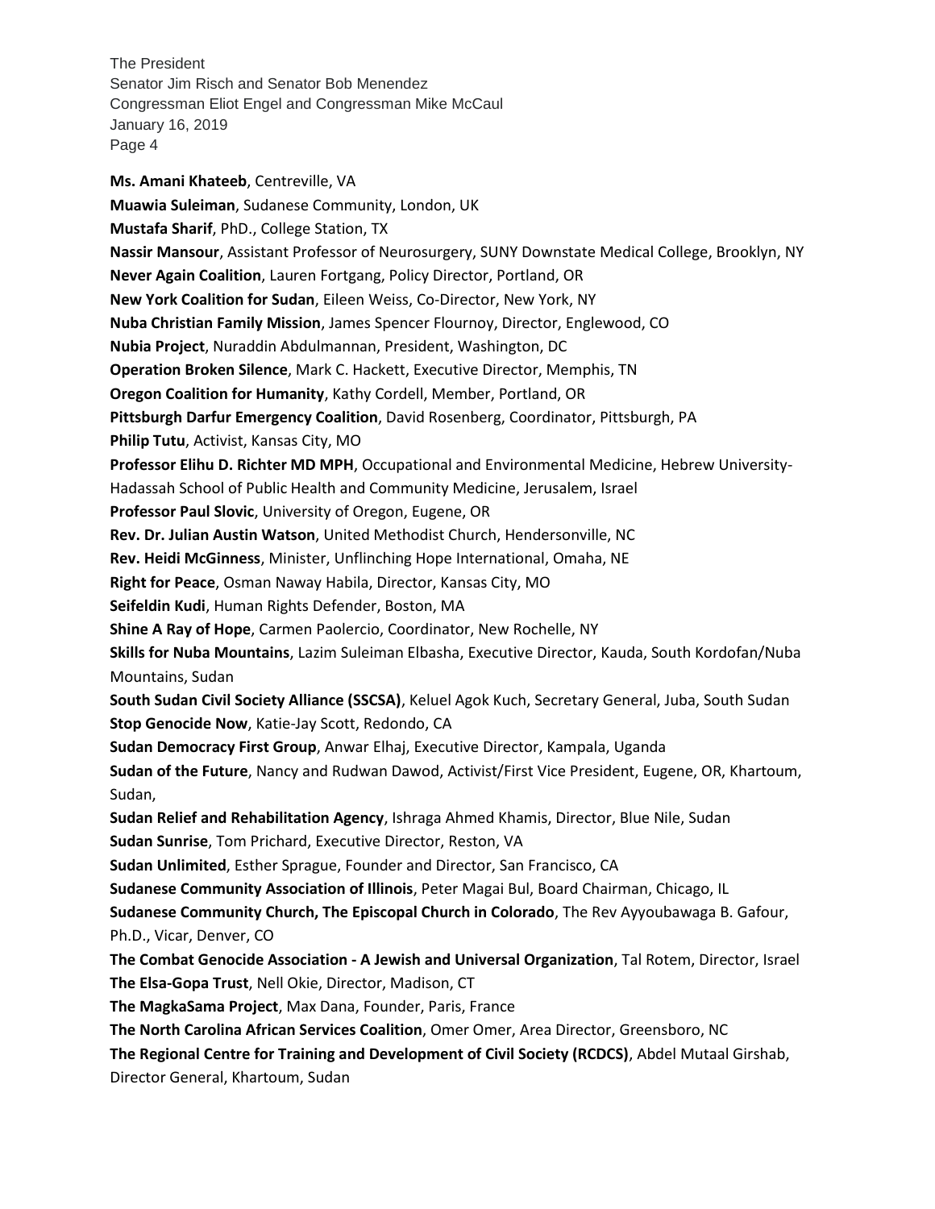**Ms. Amani Khateeb**, Centreville, VA

**Muawia Suleiman**, Sudanese Community, London, UK

**Mustafa Sharif**, PhD., College Station, TX

**Nassir Mansour**, Assistant Professor of Neurosurgery, SUNY Downstate Medical College, Brooklyn, NY

**Never Again Coalition**, Lauren Fortgang, Policy Director, Portland, OR

**New York Coalition for Sudan**, Eileen Weiss, Co-Director, New York, NY

**Nuba Christian Family Mission**, James Spencer Flournoy, Director, Englewood, CO

**Nubia Project**, Nuraddin Abdulmannan, President, Washington, DC

**Operation Broken Silence**, Mark C. Hackett, Executive Director, Memphis, TN

**Oregon Coalition for Humanity**, Kathy Cordell, Member, Portland, OR

**Pittsburgh Darfur Emergency Coalition**, David Rosenberg, Coordinator, Pittsburgh, PA

**Philip Tutu**, Activist, Kansas City, MO

**Professor Elihu D. Richter MD MPH**, Occupational and Environmental Medicine, Hebrew University-Hadassah School of Public Health and Community Medicine, Jerusalem, Israel

**Professor Paul Slovic**, University of Oregon, Eugene, OR

**Rev. Dr. Julian Austin Watson**, United Methodist Church, Hendersonville, NC

**Rev. Heidi McGinness**, Minister, Unflinching Hope International, Omaha, NE

**Right for Peace**, Osman Naway Habila, Director, Kansas City, MO

**Seifeldin Kudi**, Human Rights Defender, Boston, MA

**Shine A Ray of Hope**, Carmen Paolercio, Coordinator, New Rochelle, NY

**Skills for Nuba Mountains**, Lazim Suleiman Elbasha, Executive Director, Kauda, South Kordofan/Nuba Mountains, Sudan

**South Sudan Civil Society Alliance (SSCSA)**, Keluel Agok Kuch, Secretary General, Juba, South Sudan

**Stop Genocide Now**, Katie-Jay Scott, Redondo, CA

**Sudan Democracy First Group**, Anwar Elhaj, Executive Director, Kampala, Uganda

**Sudan of the Future**, Nancy and Rudwan Dawod, Activist/First Vice President, Eugene, OR, Khartoum, Sudan,

**Sudan Relief and Rehabilitation Agency**, Ishraga Ahmed Khamis, Director, Blue Nile, Sudan

**Sudan Sunrise**, Tom Prichard, Executive Director, Reston, VA

**Sudan Unlimited**, Esther Sprague, Founder and Director, San Francisco, CA

**Sudanese Community Association of Illinois**, Peter Magai Bul, Board Chairman, Chicago, IL

**Sudanese Community Church, The Episcopal Church in Colorado**, The Rev Ayyoubawaga B. Gafour, Ph.D., Vicar, Denver, CO

**The Combat Genocide Association - A Jewish and Universal Organization**, Tal Rotem, Director, Israel

**The Elsa-Gopa Trust**, Nell Okie, Director, Madison, CT

**The MagkaSama Project**, Max Dana, Founder, Paris, France

**The North Carolina African Services Coalition**, Omer Omer, Area Director, Greensboro, NC

**The Regional Centre for Training and Development of Civil Society (RCDCS)**, Abdel Mutaal Girshab, Director General, Khartoum, Sudan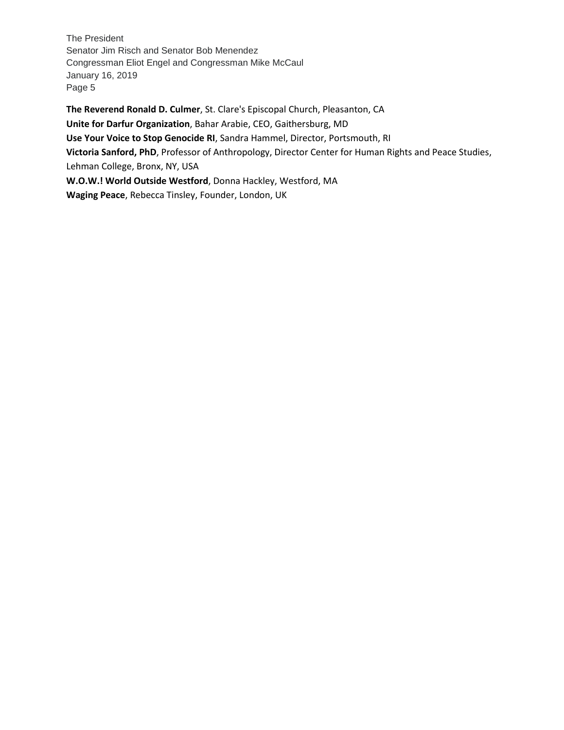**The Reverend Ronald D. Culmer**, St. Clare's Episcopal Church, Pleasanton, CA

**Unite for Darfur Organization**, Bahar Arabie, CEO, Gaithersburg, MD

**Use Your Voice to Stop Genocide RI**, Sandra Hammel, Director, Portsmouth, RI

**Victoria Sanford, PhD**, Professor of Anthropology, Director Center for Human Rights and Peace Studies, Lehman College, Bronx, NY, USA

**W.O.W.! World Outside Westford**, Donna Hackley, Westford, MA

**Waging Peace**, Rebecca Tinsley, Founder, London, UK